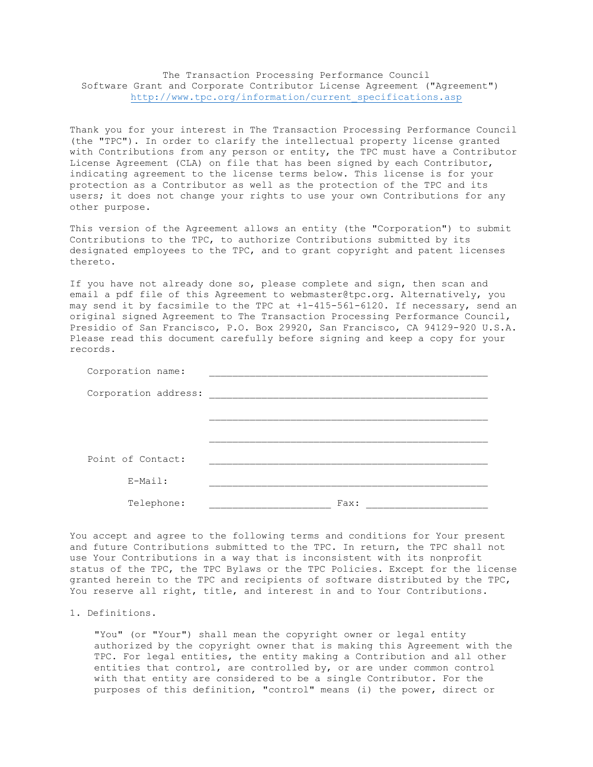# The Transaction Processing Performance Council
## Software Grant and Corporate Contributor License Agreement ("Agreement")

[http://www.tpc.org/information/current_specifications.asp](http://www.tpc.org/information/current_specifications.asp)

Thank you for your interest in The Transaction Processing Performance Council (the "TPC"). In order to clarify the intellectual property license granted with Contributions from any person or entity, the TPC must have a Contributor License Agreement (CLA) on file that has been signed by each Contributor, indicating agreement to the license terms below. This license is for your protection as a Contributor as well as the protection of the TPC and its users; it does not change your rights to use your own Contributions for any other purpose.

This version of the Agreement allows an entity (the "Corporation") to submit Contributions to the TPC, to authorize Contributions submitted by its designated employees to the TPC, and to grant copyright and patent licenses thereto.

If you have not already done so, please complete and sign, then scan and email a pdf file of this Agreement to webmaster@tpc.org. Alternatively, you may send it by facsimile to the TPC at +1-415-561-6120. If necessary, send an original signed Agreement to The Transaction Processing Performance Council, Presidio of San Francisco, P.O. Box 29920, San Francisco, CA 94129-920 U.S.A. Please read this document carefully before signing and keep a copy for your records.

Corporation name: ________________________________________________

Corporation address: ________________________________________________

________________________________________________

________________________________________________

Point of Contact: ________________________________________________

E-Mail: ________________________________________________

Telephone: ____________________ Fax: ____________________

You accept and agree to the following terms and conditions for Your present and future Contributions submitted to the TPC. In return, the TPC shall not use Your Contributions in a way that is inconsistent with its nonprofit status of the TPC, the TPC Bylaws or the TPC Policies. Except for the license granted herein to the TPC and recipients of software distributed by the TPC, You reserve all right, title, and interest in and to Your Contributions.

1. Definitions.

   "You" (or "Your") shall mean the copyright owner or legal entity authorized by the copyright owner that is making this Agreement with the TPC. For legal entities, the entity making a Contribution and all other entities that control, are controlled by, or are under common control with that entity are considered to be a single Contributor. For the purposes of this definition, "control" means (i) the power, direct or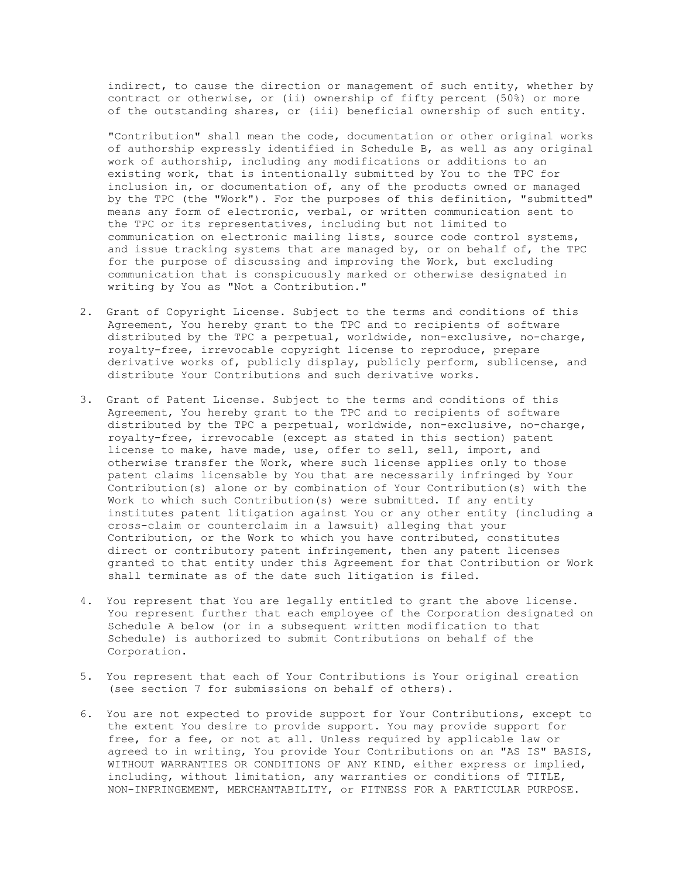indirect, to cause the direction or management of such entity, whether by contract or otherwise, or (ii) ownership of fifty percent (50%) or more of the outstanding shares, or (iii) beneficial ownership of such entity.

"Contribution" shall mean the code, documentation or other original works of authorship expressly identified in Schedule B, as well as any original work of authorship, including any modifications or additions to an existing work, that is intentionally submitted by You to the TPC for inclusion in, or documentation of, any of the products owned or managed by the TPC (the "Work"). For the purposes of this definition, "submitted" means any form of electronic, verbal, or written communication sent to the TPC or its representatives, including but not limited to communication on electronic mailing lists, source code control systems, and issue tracking systems that are managed by, or on behalf of, the TPC for the purpose of discussing and improving the Work, but excluding communication that is conspicuously marked or otherwise designated in writing by You as "Not a Contribution."

2. Grant of Copyright License. Subject to the terms and conditions of this Agreement, You hereby grant to the TPC and to recipients of software distributed by the TPC a perpetual, worldwide, non-exclusive, no-charge, royalty-free, irrevocable copyright license to reproduce, prepare derivative works of, publicly display, publicly perform, sublicense, and distribute Your Contributions and such derivative works.

3. Grant of Patent License. Subject to the terms and conditions of this Agreement, You hereby grant to the TPC and to recipients of software distributed by the TPC a perpetual, worldwide, non-exclusive, no-charge, royalty-free, irrevocable (except as stated in this section) patent license to make, have made, use, offer to sell, sell, import, and otherwise transfer the Work, where such license applies only to those patent claims licensable by You that are necessarily infringed by Your Contribution(s) alone or by combination of Your Contribution(s) with the Work to which such Contribution(s) were submitted. If any entity institutes patent litigation against You or any other entity (including a cross-claim or counterclaim in a lawsuit) alleging that your Contribution, or the Work to which you have contributed, constitutes direct or contributory patent infringement, then any patent licenses granted to that entity under this Agreement for that Contribution or Work shall terminate as of the date such litigation is filed.

4. You represent that You are legally entitled to grant the above license. You represent further that each employee of the Corporation designated on Schedule A below (or in a subsequent written modification to that Schedule) is authorized to submit Contributions on behalf of the Corporation.

5. You represent that each of Your Contributions is Your original creation (see section 7 for submissions on behalf of others).

6. You are not expected to provide support for Your Contributions, except to the extent You desire to provide support. You may provide support for free, for a fee, or not at all. Unless required by applicable law or agreed to in writing, You provide Your Contributions on an "AS IS" BASIS, WITHOUT WARRANTIES OR CONDITIONS OF ANY KIND, either express or implied, including, without limitation, any warranties or conditions of TITLE, NON-INFRINGEMENT, MERCHANTABILITY, or FITNESS FOR A PARTICULAR PURPOSE.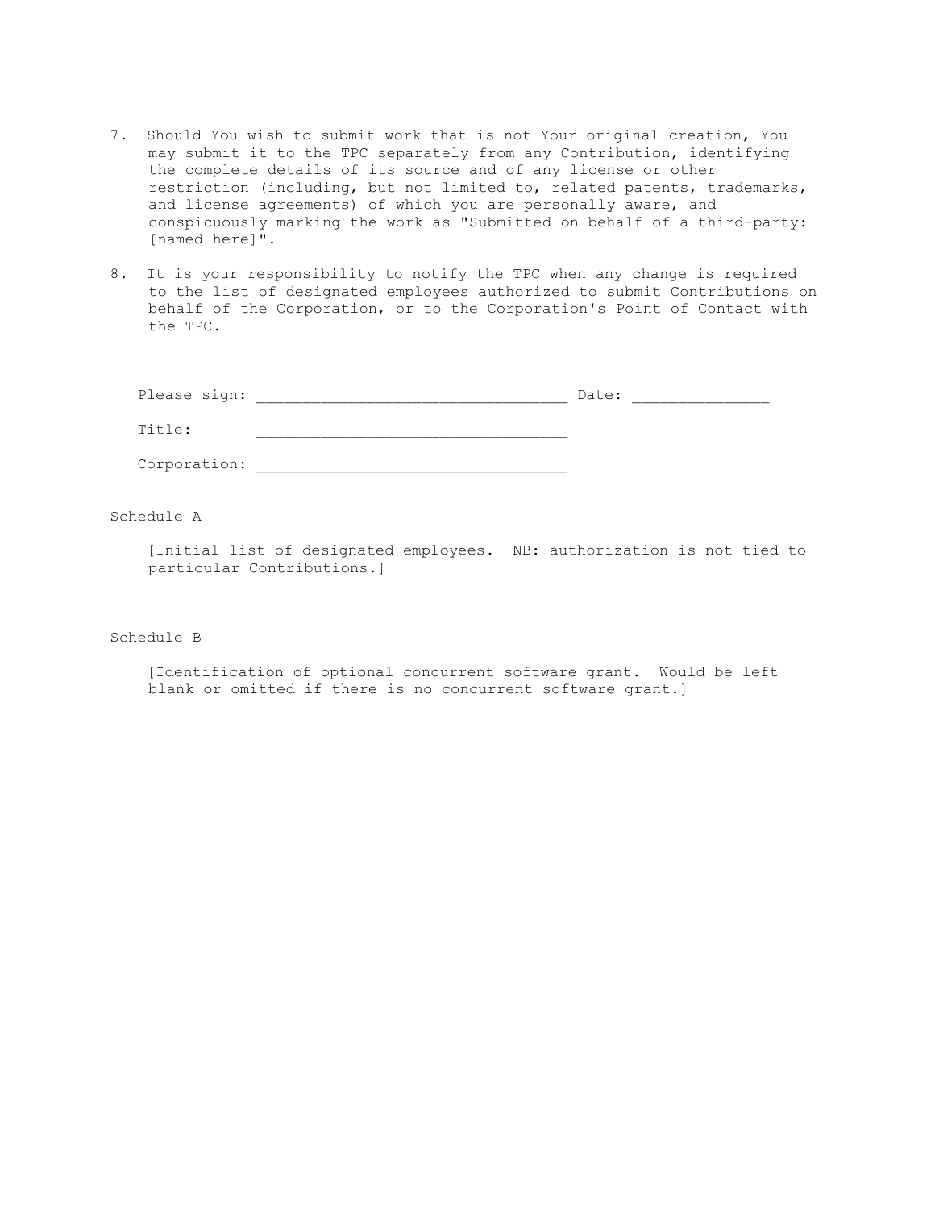7. Should You wish to submit work that is not Your original creation, You may submit it to the TPC separately from any Contribution, identifying the complete details of its source and of any license or other restriction (including, but not limited to, related patents, trademarks, and license agreements) of which you are personally aware, and conspicuously marking the work as "Submitted on behalf of a third-party: [named here]".

8. It is your responsibility to notify the TPC when any change is required to the list of designated employees authorized to submit Contributions on behalf of the Corporation, or to the Corporation's Point of Contact with the TPC.

Please sign: ________________________________ Date: ______________

Title: ________________________________

Corporation: ________________________________

Schedule A

[Initial list of designated employees. NB: authorization is not tied to particular Contributions.]

Schedule B

[Identification of optional concurrent software grant. Would be left blank or omitted if there is no concurrent software grant.]